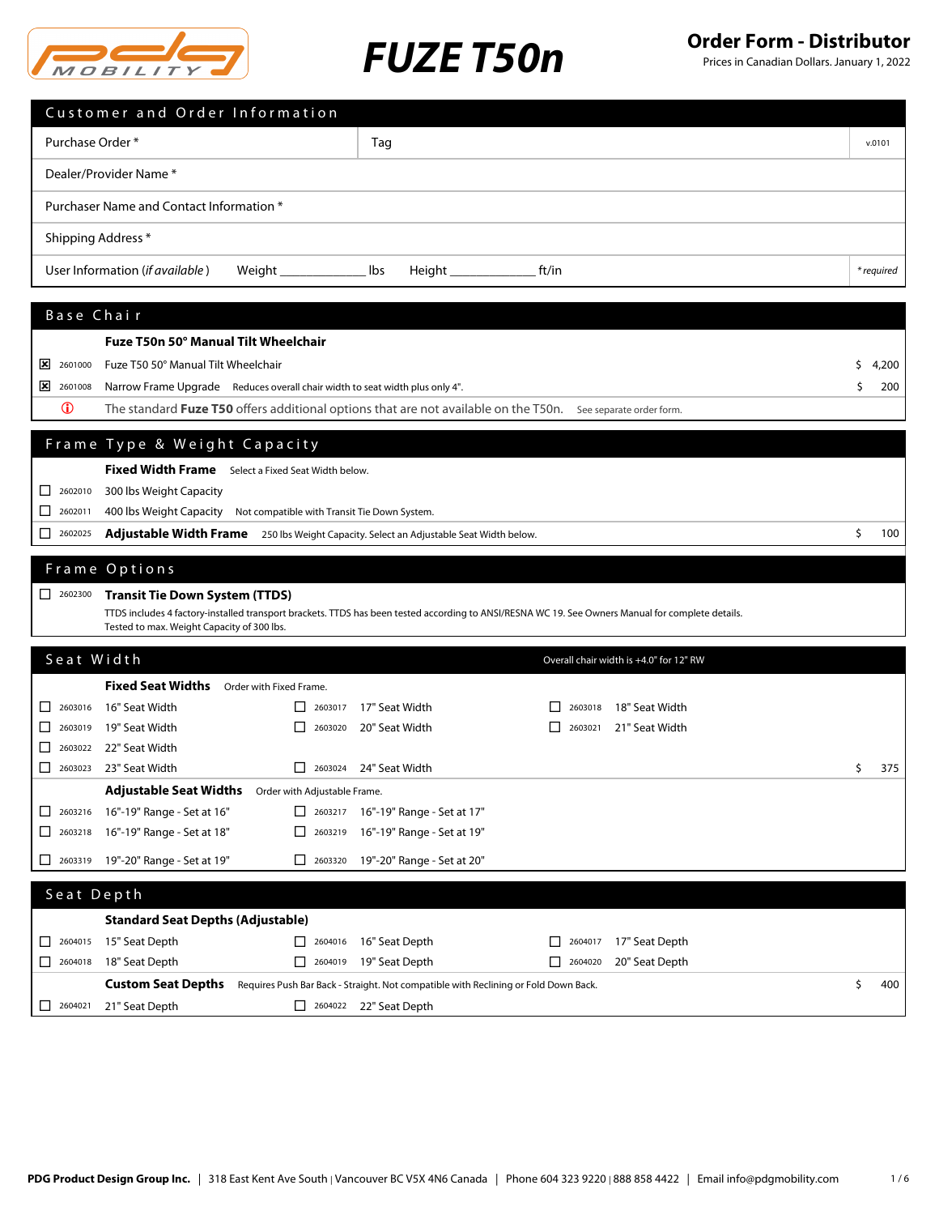# FUZE T50n

## Order Form - Distributor

Prices in Canadian Dollars. January 1, 2022

## Customer and Order Information

| | | |
|---|---|---|
| Purchase Order * | Tag | v.0101 |
| Dealer/Provider Name * | | |
| Purchaser Name and Contact Information * | | |
| Shipping Address * | | |
| User Information (*if available*) Weight ____________ lbs Height ____________ ft/in | | *\* required* |

## Base Chair

**Fuze T50n 50° Manual Tilt Wheelchair**

| | Code | Description | Price |
|---|---|---|---|
| ☒ | 2601000 | Fuze T50 50° Manual Tilt Wheelchair | $ 4,200 |
| ☒ | 2601008 | Narrow Frame Upgrade — Reduces overall chair width to seat width plus only 4". | $ 200 |

ⓘ The standard **Fuze T50** offers additional options that are not available on the T50n. See separate order form.

## Frame Type & Weight Capacity

**Fixed Width Frame** Select a Fixed Seat Width below.

| | Code | Description | Price |
|---|---|---|---|
| ☐ | 2602010 | 300 lbs Weight Capacity | |
| ☐ | 2602011 | 400 lbs Weight Capacity — Not compatible with Transit Tie Down System. | |
| ☐ | 2602025 | **Adjustable Width Frame** — 250 lbs Weight Capacity. Select an Adjustable Seat Width below. | $ 100 |

## Frame Options

☐ 2602300 **Transit Tie Down System (TTDS)**
TTDS includes 4 factory-installed transport brackets. TTDS has been tested according to ANSI/RESNA WC 19. See Owners Manual for complete details. Tested to max. Weight Capacity of 300 lbs.

## Seat Width

Overall chair width is +4.0" for 12" RW

**Fixed Seat Widths** Order with Fixed Frame.

- ☐ 2603016 16" Seat Width
- ☐ 2603017 17" Seat Width
- ☐ 2603018 18" Seat Width
- ☐ 2603019 19" Seat Width
- ☐ 2603020 20" Seat Width
- ☐ 2603021 21" Seat Width
- ☐ 2603022 22" Seat Width
- ☐ 2603023 23" Seat Width
- ☐ 2603024 24" Seat Width — $ 375

**Adjustable Seat Widths** Order with Adjustable Frame.

- ☐ 2603216 16"-19" Range - Set at 16"
- ☐ 2603217 16"-19" Range - Set at 17"
- ☐ 2603218 16"-19" Range - Set at 18"
- ☐ 2603219 16"-19" Range - Set at 19"
- ☐ 2603319 19"-20" Range - Set at 19"
- ☐ 2603320 19"-20" Range - Set at 20"

## Seat Depth

**Standard Seat Depths (Adjustable)**

- ☐ 2604015 15" Seat Depth
- ☐ 2604016 16" Seat Depth
- ☐ 2604017 17" Seat Depth
- ☐ 2604018 18" Seat Depth
- ☐ 2604019 19" Seat Depth
- ☐ 2604020 20" Seat Depth

**Custom Seat Depths** Requires Push Bar Back - Straight. Not compatible with Reclining or Fold Down Back. — $ 400

- ☐ 2604021 21" Seat Depth
- ☐ 2604022 22" Seat Depth

PDG Product Design Group Inc. | 318 East Kent Ave South | Vancouver BC V5X 4N6 Canada | Phone 604 323 9220 | 888 858 4422 | Email info@pdgmobility.com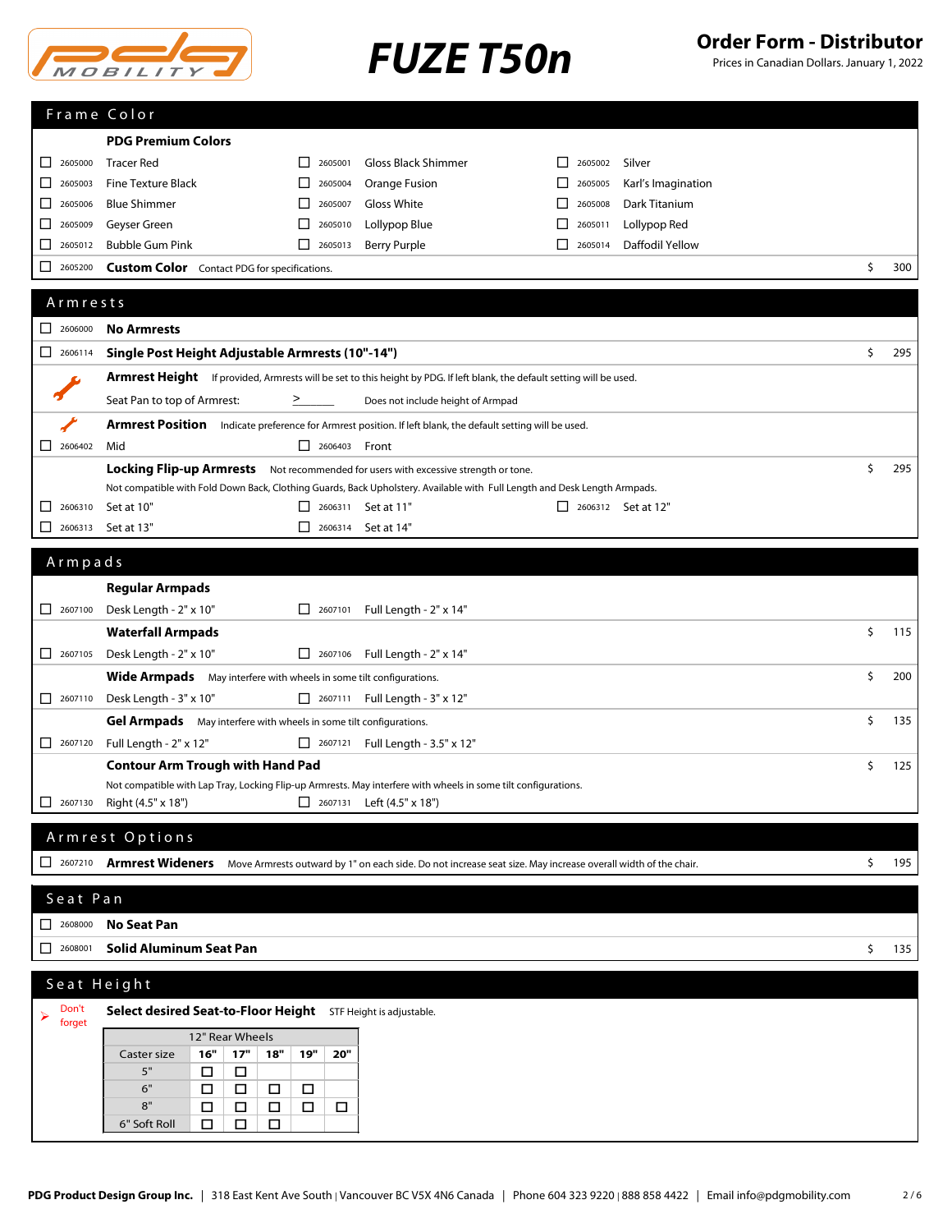# FUZE T50n

**Order Form - Distributor**
Prices in Canadian Dollars. January 1, 2022

## Frame Color

**PDG Premium Colors**

- ☐ 2605000 Tracer Red
- ☐ 2605001 Gloss Black Shimmer
- ☐ 2605002 Silver
- ☐ 2605003 Fine Texture Black
- ☐ 2605004 Orange Fusion
- ☐ 2605005 Karl's Imagination
- ☐ 2605006 Blue Shimmer
- ☐ 2605007 Gloss White
- ☐ 2605008 Dark Titanium
- ☐ 2605009 Geyser Green
- ☐ 2605010 Lollypop Blue
- ☐ 2605011 Lollypop Red
- ☐ 2605012 Bubble Gum Pink
- ☐ 2605013 Berry Purple
- ☐ 2605014 Daffodil Yellow

☐ 2605200 **Custom Color** Contact PDG for specifications. — $ 300

## Armrests

☐ 2606000 **No Armrests**

☐ 2606114 **Single Post Height Adjustable Armrests (10"-14")** — $ 295

**Armrest Height** If provided, Armrests will be set to this height by PDG. If left blank, the default setting will be used.

Seat Pan to top of Armrest: > ______ Does not include height of Armpad

**Armrest Position** Indicate preference for Armrest position. If left blank, the default setting will be used.

- ☐ 2606402 Mid
- ☐ 2606403 Front

**Locking Flip-up Armrests** Not recommended for users with excessive strength or tone. — $ 295

Not compatible with Fold Down Back, Clothing Guards, Back Upholstery. Available with Full Length and Desk Length Armpads.

- ☐ 2606310 Set at 10"
- ☐ 2606311 Set at 11"
- ☐ 2606312 Set at 12"
- ☐ 2606313 Set at 13"
- ☐ 2606314 Set at 14"

## Armpads

**Regular Armpads**

- ☐ 2607100 Desk Length - 2" x 10"
- ☐ 2607101 Full Length - 2" x 14"

**Waterfall Armpads** — $ 115

- ☐ 2607105 Desk Length - 2" x 10"
- ☐ 2607106 Full Length - 2" x 14"

**Wide Armpads** May interfere with wheels in some tilt configurations. — $ 200

- ☐ 2607110 Desk Length - 3" x 10"
- ☐ 2607111 Full Length - 3" x 12"

**Gel Armpads** May interfere with wheels in some tilt configurations. — $ 135

- ☐ 2607120 Full Length - 2" x 12"
- ☐ 2607121 Full Length - 3.5" x 12"

**Contour Arm Trough with Hand Pad** — $ 125

Not compatible with Lap Tray, Locking Flip-up Armrests. May interfere with wheels in some tilt configurations.

- ☐ 2607130 Right (4.5" x 18")
- ☐ 2607131 Left (4.5" x 18")

## Armrest Options

☐ 2607210 **Armrest Wideners** Move Armrests outward by 1" on each side. Do not increase seat size. May increase overall width of the chair. — $ 195

## Seat Pan

☐ 2608000 **No Seat Pan**

☐ 2608001 **Solid Aluminum Seat Pan** — $ 135

## Seat Height

Don't forget

**Select desired Seat-to-Floor Height** STF Height is adjustable.

| | 12" Rear Wheels | | | | |
|---|---|---|---|---|---|
| Caster size | 16" | 17" | 18" | 19" | 20" |
| 5" | ☐ | ☐ | | | |
| 6" | ☐ | ☐ | ☐ | ☐ | |
| 8" | ☐ | ☐ | ☐ | ☐ | ☐ |
| 6" Soft Roll | ☐ | ☐ | ☐ | | |

PDG Product Design Group Inc. | 318 East Kent Ave South | Vancouver BC V5X 4N6 Canada | Phone 604 323 9220 | 888 858 4422 | Email info@pdgmobility.com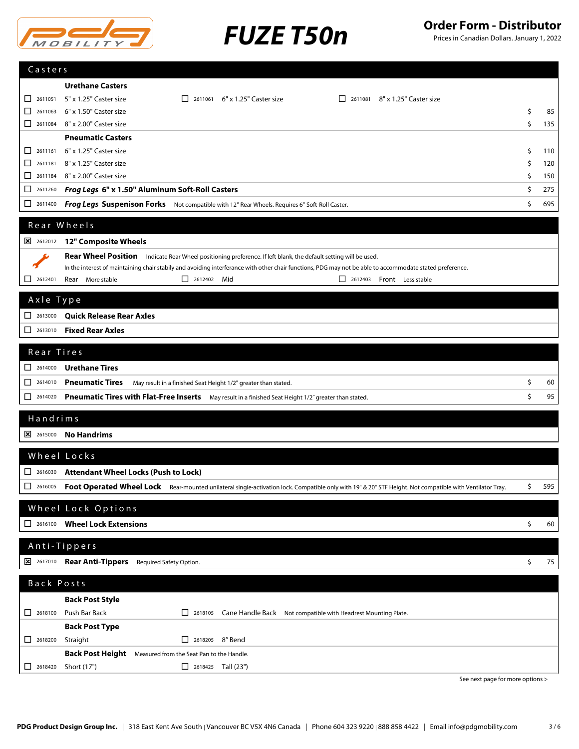# FUZE T50n

**Order Form - Distributor**
Prices in Canadian Dollars. January 1, 2022

## Casters

**Urethane Casters**

| | Code | Description | Price |
|---|---|---|---|
| ☐ | 2611051 | 5" x 1.25" Caster size | |
| ☐ | 2611061 | 6" x 1.25" Caster size | |
| ☐ | 2611081 | 8" x 1.25" Caster size | |
| ☐ | 2611063 | 6" x 1.50" Caster size | $ 85 |
| ☐ | 2611084 | 8" x 2.00" Caster size | $ 135 |

**Pneumatic Casters**

| | Code | Description | Price |
|---|---|---|---|
| ☐ | 2611161 | 6" x 1.25" Caster size | $ 110 |
| ☐ | 2611181 | 8" x 1.25" Caster size | $ 120 |
| ☐ | 2611184 | 8" x 2.00" Caster size | $ 150 |
| ☐ | 2611260 | ***Frog Legs* 6" x 1.50" Aluminum Soft-Roll Casters** | $ 275 |
| ☐ | 2611400 | ***Frog Legs* Suspenison Forks** Not compatible with 12" Rear Wheels. Requires 6" Soft-Roll Caster. | $ 695 |

## Rear Wheels

| | Code | Description | Price |
|---|---|---|---|
| ☒ | 2612012 | **12" Composite Wheels** | |

**Rear Wheel Position** Indicate Rear Wheel positioning preference. If left blank, the default setting will be used.
In the interest of maintaining chair stabily and avoiding interference with other chair functions, PDG may not be able to accommodate stated preference.

| | Code | Description |
|---|---|---|
| ☐ | 2612401 | Rear More stable |
| ☐ | 2612402 | Mid |
| ☐ | 2612403 | Front Less stable |

## Axle Type

| | Code | Description |
|---|---|---|
| ☐ | 2613000 | **Quick Release Rear Axles** |
| ☐ | 2613010 | **Fixed Rear Axles** |

## Rear Tires

| | Code | Description | Price |
|---|---|---|---|
| ☐ | 2614000 | **Urethane Tires** | |
| ☐ | 2614010 | **Pneumatic Tires** May result in a finished Seat Height 1/2" greater than stated. | $ 60 |
| ☐ | 2614020 | **Pneumatic Tires with Flat-Free Inserts** May result in a finished Seat Height 1/2" greater than stated. | $ 95 |

## Handrims

| | Code | Description |
|---|---|---|
| ☒ | 2615000 | **No Handrims** |

## Wheel Locks

| | Code | Description | Price |
|---|---|---|---|
| ☐ | 2616030 | **Attendant Wheel Locks (Push to Lock)** | |
| ☐ | 2616005 | **Foot Operated Wheel Lock** Rear-mounted unilateral single-activation lock. Compatible only with 19" & 20" STF Height. Not compatible with Ventilator Tray. | $ 595 |

## Wheel Lock Options

| | Code | Description | Price |
|---|---|---|---|
| ☐ | 2616100 | **Wheel Lock Extensions** | $ 60 |

## Anti-Tippers

| | Code | Description | Price |
|---|---|---|---|
| ☒ | 2617010 | **Rear Anti-Tippers** Required Safety Option. | $ 75 |

## Back Posts

**Back Post Style**

| | Code | Description |
|---|---|---|
| ☐ | 2618100 | Push Bar Back |
| ☐ | 2618105 | Cane Handle Back Not compatible with Headrest Mounting Plate. |

**Back Post Type**

| | Code | Description |
|---|---|---|
| ☐ | 2618200 | Straight |
| ☐ | 2618205 | 8° Bend |

**Back Post Height** Measured from the Seat Pan to the Handle.

| | Code | Description |
|---|---|---|
| ☐ | 2618420 | Short (17") |
| ☐ | 2618425 | Tall (23") |

See next page for more options >

**PDG Product Design Group Inc.** | 318 East Kent Ave South | Vancouver BC V5X 4N6 Canada | Phone 604 323 9220 | 888 858 4422 | Email info@pdgmobility.com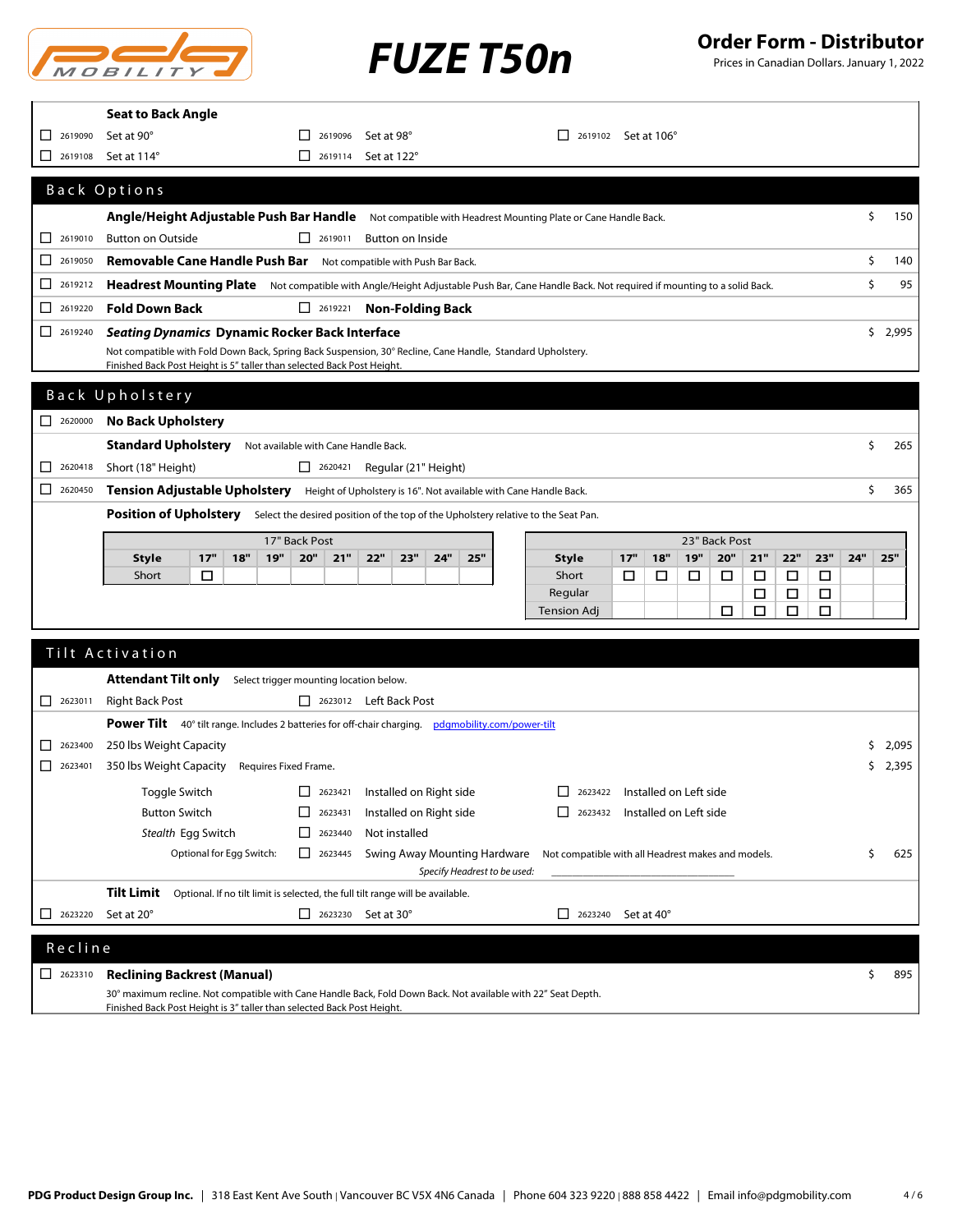# FUZE T50n

## Order Form - Distributor

Prices in Canadian Dollars. January 1, 2022

**Seat to Back Angle**

- ☐ 2619090 Set at 90°
- ☐ 2619096 Set at 98°
- ☐ 2619102 Set at 106°
- ☐ 2619108 Set at 114°
- ☐ 2619114 Set at 122°

## Back Options

**Angle/Height Adjustable Push Bar Handle** Not compatible with Headrest Mounting Plate or Cane Handle Back. $ 150

- ☐ 2619010 Button on Outside
- ☐ 2619011 Button on Inside

☐ 2619050 **Removable Cane Handle Push Bar** Not compatible with Push Bar Back. $ 140

☐ 2619212 **Headrest Mounting Plate** Not compatible with Angle/Height Adjustable Push Bar, Cane Handle Back. Not required if mounting to a solid Back. $ 95

- ☐ 2619220 **Fold Down Back**
- ☐ 2619221 **Non-Folding Back**

☐ 2619240 ***Seating Dynamics* Dynamic Rocker Back Interface** $ 2,995
Not compatible with Fold Down Back, Spring Back Suspension, 30° Recline, Cane Handle, Standard Upholstery.
Finished Back Post Height is 5" taller than selected Back Post Height.

## Back Upholstery

☐ 2620000 **No Back Upholstery**

**Standard Upholstery** Not available with Cane Handle Back. $ 265

- ☐ 2620418 Short (18" Height)
- ☐ 2620421 Regular (21" Height)

☐ 2620450 **Tension Adjustable Upholstery** Height of Upholstery is 16". Not available with Cane Handle Back. $ 365

**Position of Upholstery** Select the desired position of the top of the Upholstery relative to the Seat Pan.

| 17" Back Post | | | | | | | | | |
|---|---|---|---|---|---|---|---|---|---|
| Style | 17" | 18" | 19" | 20" | 21" | 22" | 23" | 24" | 25" |
| Short | ☐ | | | | | | | | |

| 23" Back Post | | | | | | | | | |
|---|---|---|---|---|---|---|---|---|---|
| Style | 17" | 18" | 19" | 20" | 21" | 22" | 23" | 24" | 25" |
| Short | ☐ | ☐ | ☐ | ☐ | ☐ | ☐ | ☐ | | |
| Regular | | | | | ☐ | ☐ | ☐ | | |
| Tension Adj | | | | ☐ | ☐ | ☐ | ☐ | | |

## Tilt Activation

**Attendant Tilt only** Select trigger mounting location below.

- ☐ 2623011 Right Back Post
- ☐ 2623012 Left Back Post

**Power Tilt** 40° tilt range. Includes 2 batteries for off-chair charging. pdgmobility.com/power-tilt

- ☐ 2623400 250 lbs Weight Capacity $ 2,095
- ☐ 2623401 350 lbs Weight Capacity Requires Fixed Frame. $ 2,395

Toggle Switch
- ☐ 2623421 Installed on Right side
- ☐ 2623422 Installed on Left side

Button Switch
- ☐ 2623431 Installed on Right side
- ☐ 2623432 Installed on Left side

*Stealth* Egg Switch
- ☐ 2623440 Not installed

Optional for Egg Switch:
- ☐ 2623445 Swing Away Mounting Hardware Not compatible with all Headrest makes and models. $ 625

*Specify Headrest to be used:* ____________________

**Tilt Limit** Optional. If no tilt limit is selected, the full tilt range will be available.

- ☐ 2623220 Set at 20°
- ☐ 2623230 Set at 30°
- ☐ 2623240 Set at 40°

## Recline

☐ 2623310 **Reclining Backrest (Manual)** $ 895
30° maximum recline. Not compatible with Cane Handle Back, Fold Down Back. Not available with 22" Seat Depth.
Finished Back Post Height is 3" taller than selected Back Post Height.

**PDG Product Design Group Inc.** | 318 East Kent Ave South | Vancouver BC V5X 4N6 Canada | Phone 604 323 9220 | 888 858 4422 | Email info@pdgmobility.com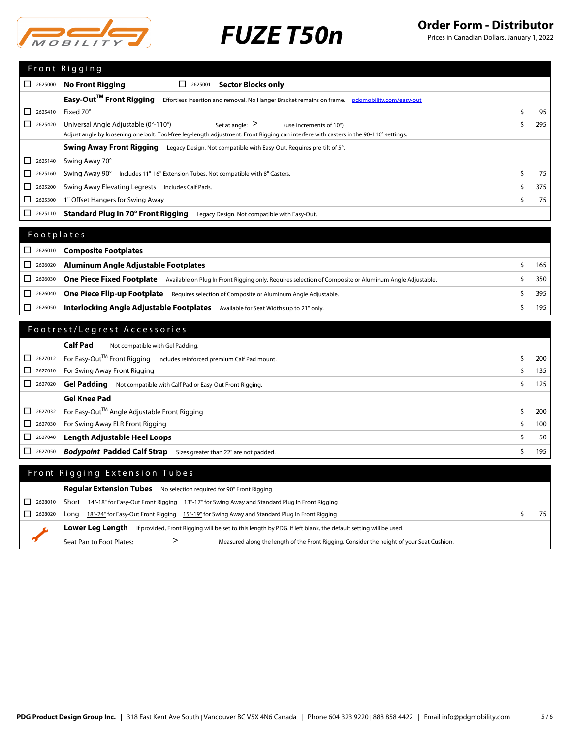# FUZE T50n

**Order Form - Distributor**

Prices in Canadian Dollars. January 1, 2022

## Front Rigging

| | Code | Item | Price |
|---|---|---|---|
| ☐ | 2625000 | **No Front Rigging** ☐ 2625001 **Sector Blocks only** | |
| | | **Easy-Out™ Front Rigging** Effortless insertion and removal. No Hanger Bracket remains on frame. pdgmobility.com/easy-out | |
| ☐ | 2625410 | Fixed 70° | $ 95 |
| ☐ | 2625420 | Universal Angle Adjustable (0°-110°) Set at angle: > (use increments of 10°) Adjust angle by loosening one bolt. Tool-free leg-length adjustment. Front Rigging can interfere with casters in the 90-110° settings. | $ 295 |
| | | **Swing Away Front Rigging** Legacy Design. Not compatible with Easy-Out. Requires pre-tilt of 5°. | |
| ☐ | 2625140 | Swing Away 70° | |
| ☐ | 2625160 | Swing Away 90° Includes 11"-16" Extension Tubes. Not compatible with 8" Casters. | $ 75 |
| ☐ | 2625200 | Swing Away Elevating Legrests Includes Calf Pads. | $ 375 |
| ☐ | 2625300 | 1" Offset Hangers for Swing Away | $ 75 |
| ☐ | 2625110 | **Standard Plug In 70° Front Rigging** Legacy Design. Not compatible with Easy-Out. | |

## Footplates

| | Code | Item | Price |
|---|---|---|---|
| ☐ | 2626010 | **Composite Footplates** | |
| ☐ | 2626020 | **Aluminum Angle Adjustable Footplates** | $ 165 |
| ☐ | 2626030 | **One Piece Fixed Footplate** Available on Plug In Front Rigging only. Requires selection of Composite or Aluminum Angle Adjustable. | $ 350 |
| ☐ | 2626040 | **One Piece Flip-up Footplate** Requires selection of Composite or Aluminum Angle Adjustable. | $ 395 |
| ☐ | 2626050 | **Interlocking Angle Adjustable Footplates** Available for Seat Widths up to 21" only. | $ 195 |

## Footrest/Legrest Accessories

| | Code | Item | Price |
|---|---|---|---|
| | | **Calf Pad** Not compatible with Gel Padding. | |
| ☐ | 2627012 | For Easy-Out™ Front Rigging Includes reinforced premium Calf Pad mount. | $ 200 |
| ☐ | 2627010 | For Swing Away Front Rigging | $ 135 |
| ☐ | 2627020 | **Gel Padding** Not compatible with Calf Pad or Easy-Out Front Rigging. | $ 125 |
| | | **Gel Knee Pad** | |
| ☐ | 2627032 | For Easy-Out™ Angle Adjustable Front Rigging | $ 200 |
| ☐ | 2627030 | For Swing Away ELR Front Rigging | $ 100 |
| ☐ | 2627040 | **Length Adjustable Heel Loops** | $ 50 |
| ☐ | 2627050 | ***Bodypoint* Padded Calf Strap** Sizes greater than 22" are not padded. | $ 195 |

## Front Rigging Extension Tubes

| | Code | Item | Price |
|---|---|---|---|
| | | **Regular Extension Tubes** No selection required for 90° Front Rigging | |
| ☐ | 2628010 | Short 14"-18" for Easy-Out Front Rigging 13"-17" for Swing Away and Standard Plug In Front Rigging | |
| ☐ | 2628020 | Long 18"-24" for Easy-Out Front Rigging 15"-19" for Swing Away and Standard Plug In Front Rigging | $ 75 |
| | | **Lower Leg Length** If provided, Front Rigging will be set to this length by PDG. If left blank, the default setting will be used. | |
| | | Seat Pan to Foot Plates: > Measured along the length of the Front Rigging. Consider the height of your Seat Cushion. | |

PDG Product Design Group Inc. | 318 East Kent Ave South | Vancouver BC V5X 4N6 Canada | Phone 604 323 9220 | 888 858 4422 | Email info@pdgmobility.com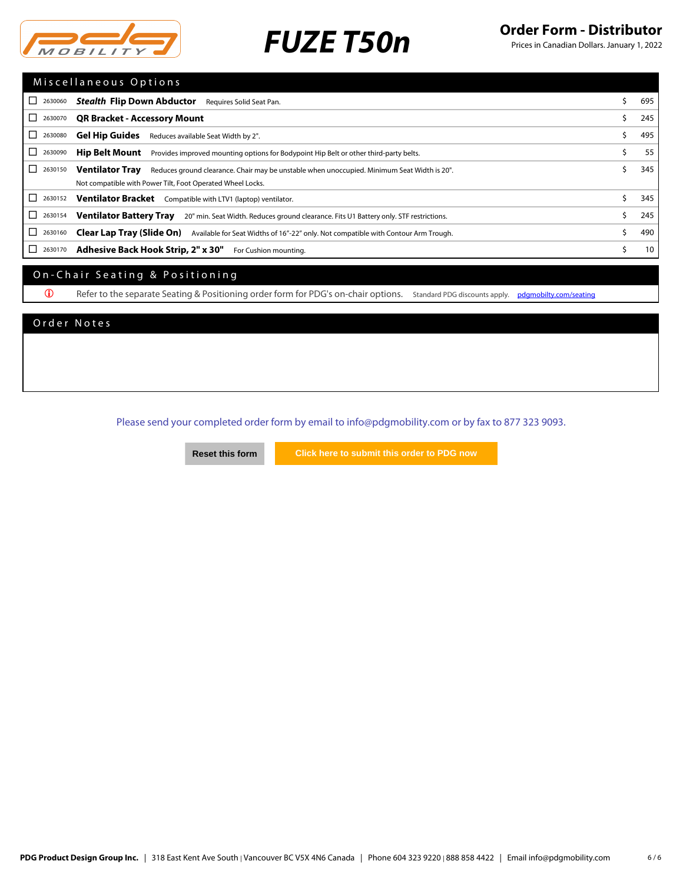# FUZE T50n

**Order Form - Distributor**

Prices in Canadian Dollars. January 1, 2022

## Miscellaneous Options

| | | | | |
|---|---|---|---|---|
| ☐ | 2630060 | ***Stealth* Flip Down Abductor** Requires Solid Seat Pan. | $ | 695 |
| ☐ | 2630070 | **QR Bracket - Accessory Mount** | $ | 245 |
| ☐ | 2630080 | **Gel Hip Guides** Reduces available Seat Width by 2". | $ | 495 |
| ☐ | 2630090 | **Hip Belt Mount** Provides improved mounting options for Bodypoint Hip Belt or other third-party belts. | $ | 55 |
| ☐ | 2630150 | **Ventilator Tray** Reduces ground clearance. Chair may be unstable when unoccupied. Minimum Seat Width is 20". Not compatible with Power Tilt, Foot Operated Wheel Locks. | $ | 345 |
| ☐ | 2630152 | **Ventilator Bracket** Compatible with LTV1 (laptop) ventilator. | $ | 345 |
| ☐ | 2630154 | **Ventilator Battery Tray** 20" min. Seat Width. Reduces ground clearance. Fits U1 Battery only. STF restrictions. | $ | 245 |
| ☐ | 2630160 | **Clear Lap Tray (Slide On)** Available for Seat Widths of 16"-22" only. Not compatible with Contour Arm Trough. | $ | 490 |
| ☐ | 2630170 | **Adhesive Back Hook Strip, 2" x 30"** For Cushion mounting. | $ | 10 |

## On-Chair Seating & Positioning

ⓘ Refer to the separate Seating & Positioning order form for PDG's on-chair options. Standard PDG discounts apply. pdgmobilty.com/seating

## Order Notes

Please send your completed order form by email to info@pdgmobility.com or by fax to 877 323 9093.

Reset this form

Click here to submit this order to PDG now

**PDG Product Design Group Inc.** | 318 East Kent Ave South | Vancouver BC V5X 4N6 Canada | Phone 604 323 9220 | 888 858 4422 | Email info@pdgmobility.com